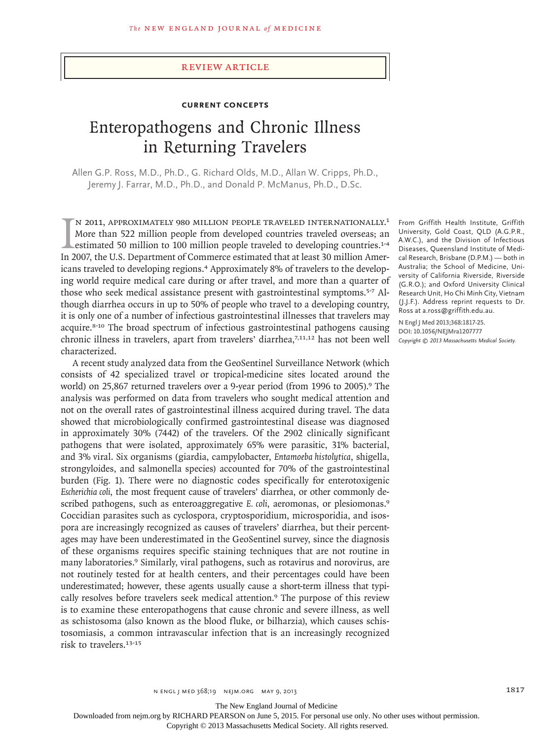Review Article

**Current Concepts**

# Enteropathogens and Chronic Illness in Returning Travelers

Allen G.P. Ross, M.D., Ph.D., G. Richard Olds, M.D., Allan W. Cripps, Ph.D., Jeremy J. Farrar, M.D., Ph.D., and Donald P. McManus, Ph.D., D.Sc.

From Griffith Health Institute, Griffith University, Gold Coast, QLD (A.G.P.R., A.W.C.), and the Division of Infectious Diseases, Queensland Institute of Medical Research, Brisbane (D.P.M.) — both in Australia; the School of Medicine, University of California Riverside, Riverside (G.R.O.); and Oxford University Clinical Research Unit, Ho Chi Minh City, Vietnam (J.J.F.). Address reprint requests to Dr. Ross at a.ross@griffith.edu.au.

N Engl J Med 2013;368:1817-25.
DOI: 10.1056/NEJMra1207777
Copyright © 2013 Massachusetts Medical Society.

In 2011, approximately 980 million people traveled internationally.[1] More than 522 million people from developed countries traveled overseas; an estimated 50 million to 100 million people traveled to developing countries.[1-4] In 2007, the U.S. Department of Commerce estimated that at least 30 million Americans traveled to developing regions.[4] Approximately 8% of travelers to the developing world require medical care during or after travel, and more than a quarter of those who seek medical assistance present with gastrointestinal symptoms.[5-7] Although diarrhea occurs in up to 50% of people who travel to a developing country, it is only one of a number of infectious gastrointestinal illnesses that travelers may acquire.[8-10] The broad spectrum of infectious gastrointestinal pathogens causing chronic illness in travelers, apart from travelers' diarrhea,[7,11,12] has not been well characterized.

A recent study analyzed data from the GeoSentinel Surveillance Network (which consists of 42 specialized travel or tropical-medicine sites located around the world) on 25,867 returned travelers over a 9-year period (from 1996 to 2005).[9] The analysis was performed on data from travelers who sought medical attention and not on the overall rates of gastrointestinal illness acquired during travel. The data showed that microbiologically confirmed gastrointestinal disease was diagnosed in approximately 30% (7442) of the travelers. Of the 2902 clinically significant pathogens that were isolated, approximately 65% were parasitic, 31% bacterial, and 3% viral. Six organisms (giardia, campylobacter, *Entamoeba histolytica*, shigella, strongyloides, and salmonella species) accounted for 70% of the gastrointestinal burden (Fig. 1). There were no diagnostic codes specifically for enterotoxigenic *Escherichia coli*, the most frequent cause of travelers' diarrhea, or other commonly described pathogens, such as enteroaggregative *E. coli*, aeromonas, or plesiomonas.[9] Coccidian parasites such as cyclospora, cryptosporidium, microsporidia, and isospora are increasingly recognized as causes of travelers' diarrhea, but their percentages may have been underestimated in the GeoSentinel survey, since the diagnosis of these organisms requires specific staining techniques that are not routine in many laboratories.[9] Similarly, viral pathogens, such as rotavirus and norovirus, are not routinely tested for at health centers, and their percentages could have been underestimated; however, these agents usually cause a short-term illness that typically resolves before travelers seek medical attention.[9] The purpose of this review is to examine these enteropathogens that cause chronic and severe illness, as well as schistosoma (also known as the blood fluke, or bilharzia), which causes schistosomiasis, a common intravascular infection that is an increasingly recognized risk to travelers.[13-15]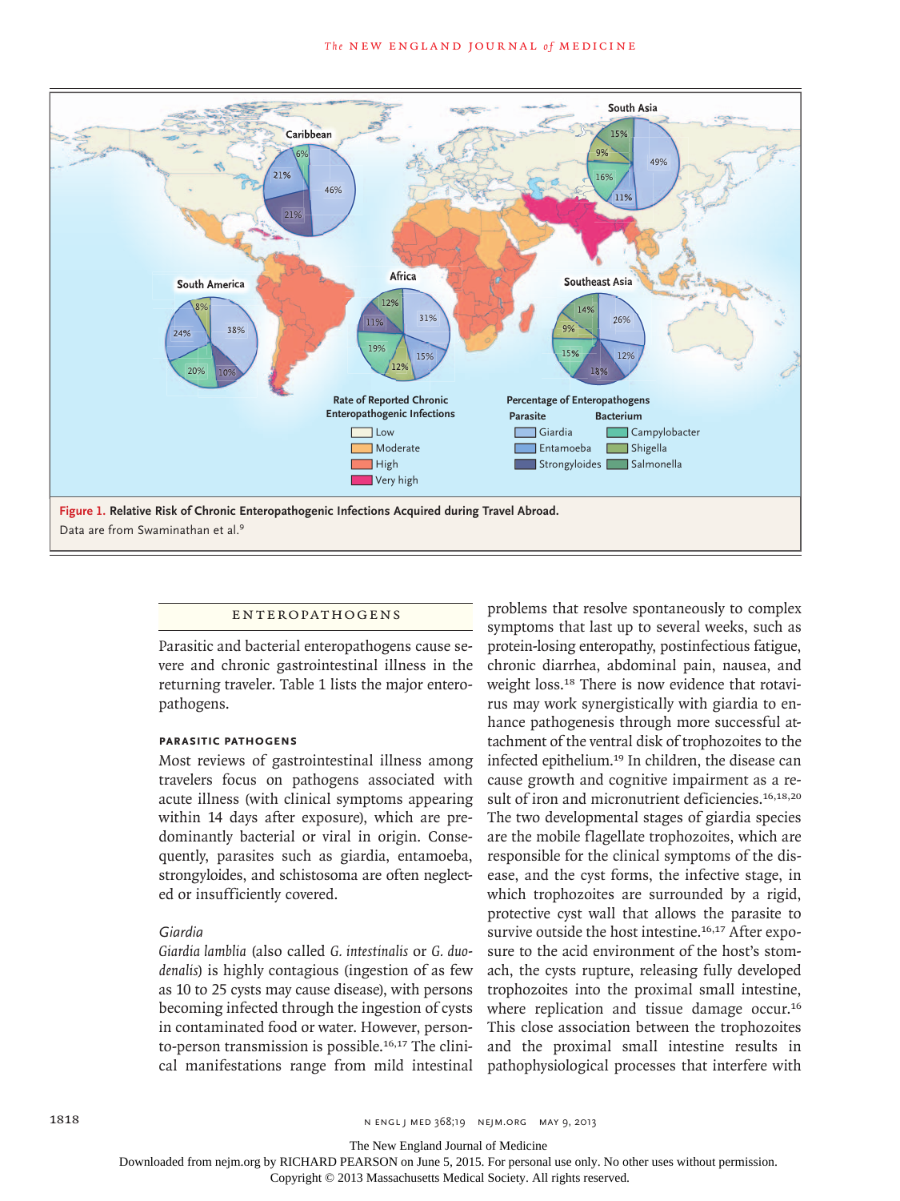**Figure 1. Relative Risk of Chronic Enteropathogenic Infections Acquired during Travel Abroad.**
Data are from Swaminathan et al.[9]

## ENTEROPATHOGENS

Parasitic and bacterial enteropathogens cause severe and chronic gastrointestinal illness in the returning traveler. Table 1 lists the major enteropathogens.

### PARASITIC PATHOGENS

Most reviews of gastrointestinal illness among travelers focus on pathogens associated with acute illness (with clinical symptoms appearing within 14 days after exposure), which are predominantly bacterial or viral in origin. Consequently, parasites such as giardia, entamoeba, strongyloides, and schistosoma are often neglected or insufficiently covered.

#### *Giardia*

*Giardia lamblia* (also called *G. intestinalis* or *G. duodenalis*) is highly contagious (ingestion of as few as 10 to 25 cysts may cause disease), with persons becoming infected through the ingestion of cysts in contaminated food or water. However, person-to-person transmission is possible.[16,17] The clinical manifestations range from mild intestinal problems that resolve spontaneously to complex symptoms that last up to several weeks, such as protein-losing enteropathy, postinfectious fatigue, chronic diarrhea, abdominal pain, nausea, and weight loss.[18] There is now evidence that rotavirus may work synergistically with giardia to enhance pathogenesis through more successful attachment of the ventral disk of trophozoites to the infected epithelium.[19] In children, the disease can cause growth and cognitive impairment as a result of iron and micronutrient deficiencies.[16,18,20] The two developmental stages of giardia species are the mobile flagellate trophozoites, which are responsible for the clinical symptoms of the disease, and the cyst forms, the infective stage, in which trophozoites are surrounded by a rigid, protective cyst wall that allows the parasite to survive outside the host intestine.[16,17] After exposure to the acid environment of the host's stomach, the cysts rupture, releasing fully developed trophozoites into the proximal small intestine, where replication and tissue damage occur.[16] This close association between the trophozoites and the proximal small intestine results in pathophysiological processes that interfere with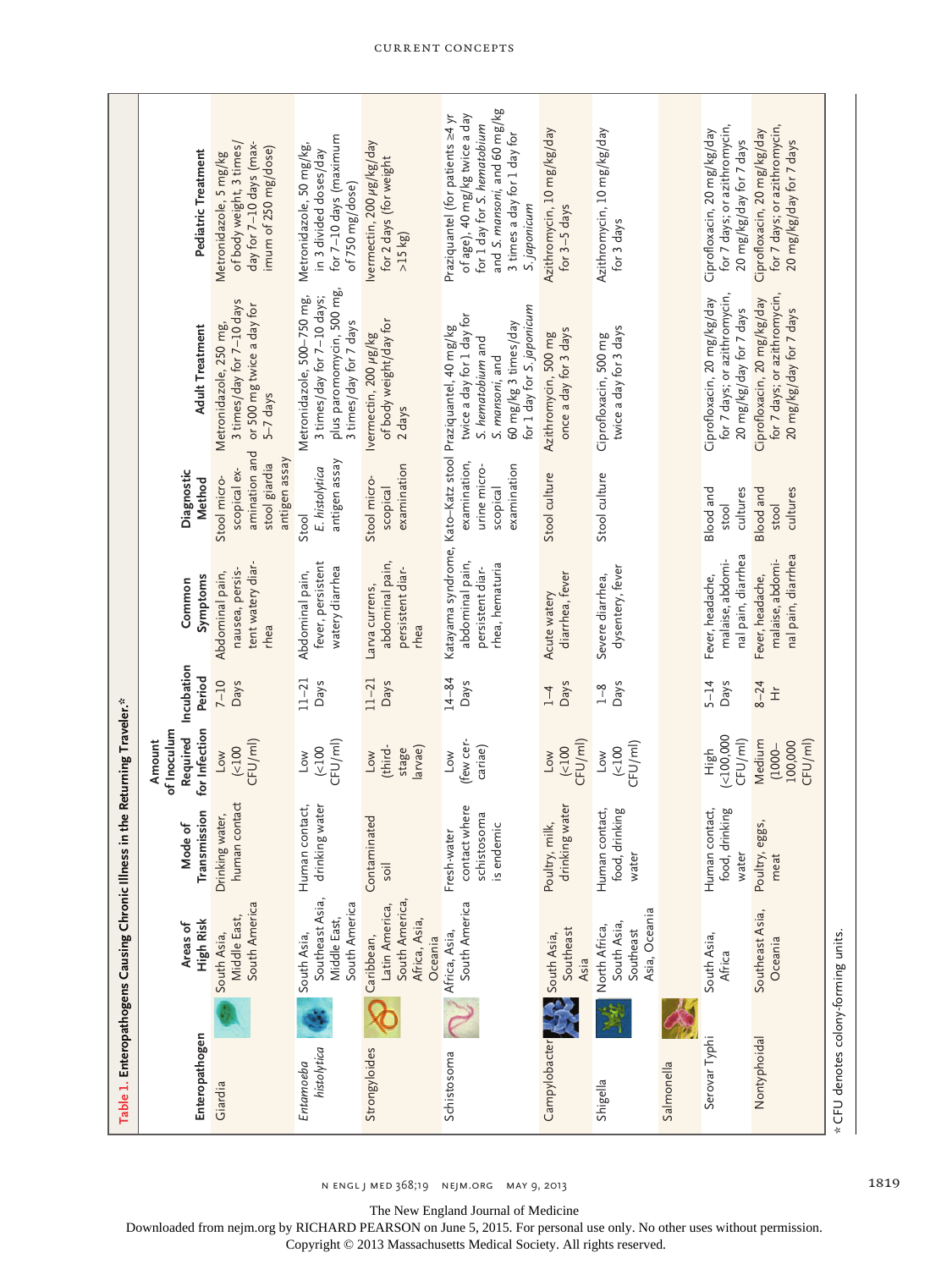**Table 1. Enteropathogens Causing Chronic Illness in the Returning Traveler.***

| Enteropathogen | Areas of High Risk | Mode of Transmission | Amount of Inoculum Required for Infection | Incubation Period | Common Symptoms | Diagnostic Method | Adult Treatment | Pediatric Treatment |
|---|---|---|---|---|---|---|---|---|
| Giardia | South Asia, Middle East, South America | Drinking water, human contact | Low (<100 CFU/ml) | 7–10 Days | Abdominal pain, nausea, persistent watery diarrhea | Stool microscopical examination and stool giardia antigen assay | Metronidazole, 250 mg, 3 times/day for 7–10 days or 500 mg twice a day for 5–7 days | Metronidazole, 5 mg/kg of body weight, 3 times/day for 7–10 days (maximum of 250 mg/dose) |
| *Entamoeba histolytica* | South Asia, Southeast Asia, Middle East, South America | Human contact, drinking water | Low (<100 CFU/ml) | 11–21 Days | Abdominal pain, fever, persistent watery diarrhea | Stool *E. histolytica* antigen assay | Metronidazole, 500–750 mg, 3 times/day for 7–10 days; plus paromomycin, 500 mg, 3 times/day for 7 days | Metronidazole, 50 mg/kg, in 3 divided doses/day for 7–10 days (maximum of 750 mg/dose) |
| Strongyloides | Caribbean, Latin America, South America, Africa, Asia, Oceania | Contaminated soil | Low (third-stage larvae) | 11–21 Days | Larva currens, abdominal pain, persistent diarrhea | Stool microscopical examination | Ivermectin, 200 μg/kg of body weight/day for 2 days | Ivermectin, 200 μg/kg/day for 2 days (for weight >15 kg) |
| Schistosoma | Africa, Asia, South America | Fresh-water contact where schistosoma is endemic | Low (few cercariae) | 14–84 Days | Katayama syndrome, abdominal pain, persistent diarrhea, hematuria | Kato–Katz stool examination, urine microscopical examination | Praziquantel, 40 mg/kg twice a day for 1 day for *S. hematobium* and *S. mansoni*, and 60 mg/kg 3 times/day for 1 day for *S. japonicum* | Praziquantel (for patients ≥4 yr of age), 40 mg/kg twice a day for 1 day for *S. hematobium* and *S. mansoni*, and 60 mg/kg 3 times a day for 1 day for *S. japonicum* |
| Campylobacter | South Asia, Southeast Asia | Poultry, milk, drinking water | Low (<100 CFU/ml) | 1–4 Days | Acute watery diarrhea, fever | Stool culture | Azithromycin, 500 mg once a day for 3 days | Azithromycin, 10 mg/kg/day for 3–5 days |
| Shigella | North Africa, South Asia, Southeast Asia, Oceania | Human contact, food, drinking water | Low (<100 CFU/ml) | 1–8 Days | Severe diarrhea, dysentery, fever | Stool culture | Ciprofloxacin, 500 mg twice a day for 3 days | Azithromycin, 10 mg/kg/day for 3 days |
| Salmonella | | | | | | | | |
| Serovar Typhi | South Asia, Africa | Human contact, food, drinking water | High (<100,000 CFU/ml) | 5–14 Days | Fever, headache, malaise, abdominal pain, diarrhea | Blood and stool cultures | Ciprofloxacin, 20 mg/kg/day for 7 days; or azithromycin, 20 mg/kg/day for 7 days | Ciprofloxacin, 20 mg/kg/day for 7 days; or azithromycin, 20 mg/kg/day for 7 days |
| Nontyphoidal | Southeast Asia, Oceania | Poultry, eggs, meat | Medium (1000–100,000 CFU/ml) | 8–24 Hr | Fever, headache, malaise, abdominal pain, diarrhea | Blood and stool cultures | Ciprofloxacin, 20 mg/kg/day for 7 days; or azithromycin, 20 mg/kg/day for 7 days | Ciprofloxacin, 20 mg/kg/day for 7 days; or azithromycin, 20 mg/kg/day for 7 days |

\* CFU denotes colony-forming units.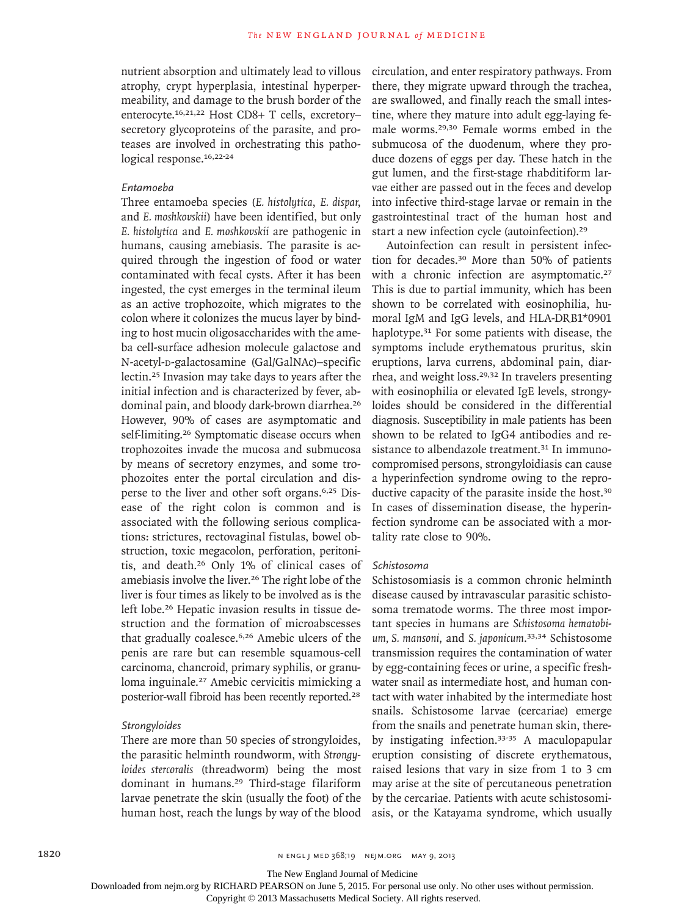nutrient absorption and ultimately lead to villous atrophy, crypt hyperplasia, intestinal hyperpermeability, and damage to the brush border of the enterocyte.[16,21,22] Host CD8+ T cells, excretory–secretory glycoproteins of the parasite, and proteases are involved in orchestrating this pathological response.[16,22-24]

### *Entamoeba*

Three entamoeba species (*E. histolytica*, *E. dispar*, and *E. moshkovskii*) have been identified, but only *E. histolytica* and *E. moshkovskii* are pathogenic in humans, causing amebiasis. The parasite is acquired through the ingestion of food or water contaminated with fecal cysts. After it has been ingested, the cyst emerges in the terminal ileum as an active trophozoite, which migrates to the colon where it colonizes the mucus layer by binding to host mucin oligosaccharides with the ameba cell-surface adhesion molecule galactose and N-acetyl-D-galactosamine (Gal/GalNAc)–specific lectin.[25] Invasion may take days to years after the initial infection and is characterized by fever, abdominal pain, and bloody dark-brown diarrhea.[26] However, 90% of cases are asymptomatic and self-limiting.[26] Symptomatic disease occurs when trophozoites invade the mucosa and submucosa by means of secretory enzymes, and some trophozoites enter the portal circulation and disperse to the liver and other soft organs.[6,25] Disease of the right colon is common and is associated with the following serious complications: strictures, rectovaginal fistulas, bowel obstruction, toxic megacolon, perforation, peritonitis, and death.[26] Only 1% of clinical cases of amebiasis involve the liver.[26] The right lobe of the liver is four times as likely to be involved as is the left lobe.[26] Hepatic invasion results in tissue destruction and the formation of microabscesses that gradually coalesce.[6,26] Amebic ulcers of the penis are rare but can resemble squamous-cell carcinoma, chancroid, primary syphilis, or granuloma inguinale.[27] Amebic cervicitis mimicking a posterior-wall fibroid has been recently reported.[28]

### *Strongyloides*

There are more than 50 species of strongyloides, the parasitic helminth roundworm, with *Strongyloides stercoralis* (threadworm) being the most dominant in humans.[29] Third-stage filariform larvae penetrate the skin (usually the foot) of the human host, reach the lungs by way of the blood circulation, and enter respiratory pathways. From there, they migrate upward through the trachea, are swallowed, and finally reach the small intestine, where they mature into adult egg-laying female worms.[29,30] Female worms embed in the submucosa of the duodenum, where they produce dozens of eggs per day. These hatch in the gut lumen, and the first-stage rhabditiform larvae either are passed out in the feces and develop into infective third-stage larvae or remain in the gastrointestinal tract of the human host and start a new infection cycle (autoinfection).[29]

Autoinfection can result in persistent infection for decades.[30] More than 50% of patients with a chronic infection are asymptomatic.[27] This is due to partial immunity, which has been shown to be correlated with eosinophilia, humoral IgM and IgG levels, and HLA-DRB1*0901 haplotype.[31] For some patients with disease, the symptoms include erythematous pruritus, skin eruptions, larva currens, abdominal pain, diarrhea, and weight loss.[29,32] In travelers presenting with eosinophilia or elevated IgE levels, strongyloides should be considered in the differential diagnosis. Susceptibility in male patients has been shown to be related to IgG4 antibodies and resistance to albendazole treatment.[31] In immunocompromised persons, strongyloidiasis can cause a hyperinfection syndrome owing to the reproductive capacity of the parasite inside the host.[30] In cases of dissemination disease, the hyperinfection syndrome can be associated with a mortality rate close to 90%.

### *Schistosoma*

Schistosomiasis is a common chronic helminth disease caused by intravascular parasitic schistosoma trematode worms. The three most important species in humans are *Schistosoma hematobium*, *S. mansoni*, and *S. japonicum*.[33,34] Schistosome transmission requires the contamination of water by egg-containing feces or urine, a specific freshwater snail as intermediate host, and human contact with water inhabited by the intermediate host snails. Schistosome larvae (cercariae) emerge from the snails and penetrate human skin, thereby instigating infection.[33-35] A maculopapular eruption consisting of discrete erythematous, raised lesions that vary in size from 1 to 3 cm may arise at the site of percutaneous penetration by the cercariae. Patients with acute schistosomiasis, or the Katayama syndrome, which usually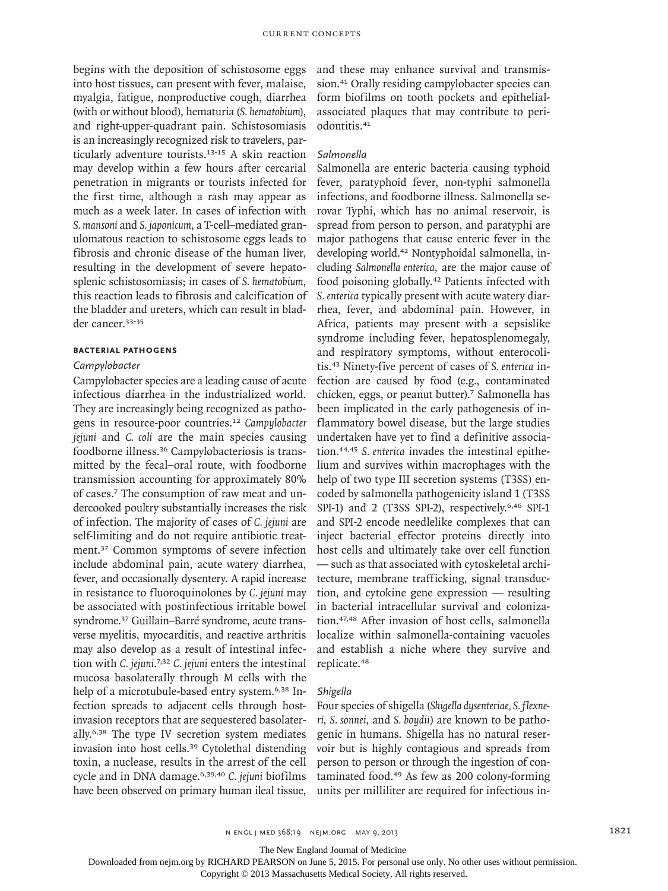begins with the deposition of schistosome eggs into host tissues, can present with fever, malaise, myalgia, fatigue, nonproductive cough, diarrhea (with or without blood), hematuria (*S. hematobium*), and right-upper-quadrant pain. Schistosomiasis is an increasingly recognized risk to travelers, particularly adventure tourists.[13-15] A skin reaction may develop within a few hours after cercarial penetration in migrants or tourists infected for the first time, although a rash may appear as much as a week later. In cases of infection with *S. mansoni* and *S. japonicum*, a T-cell–mediated granulomatous reaction to schistosome eggs leads to fibrosis and chronic disease of the human liver, resulting in the development of severe hepatosplenic schistosomiasis; in cases of *S. hematobium*, this reaction leads to fibrosis and calcification of the bladder and ureters, which can result in bladder cancer.[33-35]

### Bacterial Pathogens

#### *Campylobacter*

Campylobacter species are a leading cause of acute infectious diarrhea in the industrialized world. They are increasingly being recognized as pathogens in resource-poor countries.[12] *Campylobacter jejuni* and *C. coli* are the main species causing foodborne illness.[36] Campylobacteriosis is transmitted by the fecal–oral route, with foodborne transmission accounting for approximately 80% of cases.[7] The consumption of raw meat and undercooked poultry substantially increases the risk of infection. The majority of cases of *C. jejuni* are self-limiting and do not require antibiotic treatment.[37] Common symptoms of severe infection include abdominal pain, acute watery diarrhea, fever, and occasionally dysentery. A rapid increase in resistance to fluoroquinolones by *C. jejuni* may be associated with postinfectious irritable bowel syndrome.[37] Guillain–Barré syndrome, acute transverse myelitis, myocarditis, and reactive arthritis may also develop as a result of intestinal infection with *C. jejuni*.[7,32] *C. jejuni* enters the intestinal mucosa basolaterally through M cells with the help of a microtubule-based entry system.[6,38] Infection spreads to adjacent cells through host-invasion receptors that are sequestered basolaterally.[6,38] The type IV secretion system mediates invasion into host cells.[39] Cytolethal distending toxin, a nuclease, results in the arrest of the cell cycle and in DNA damage.[6,39,40] *C. jejuni* biofilms have been observed on primary human ileal tissue, and these may enhance survival and transmission.[41] Orally residing campylobacter species can form biofilms on tooth pockets and epithelial-associated plaques that may contribute to periodontitis.[41]

#### *Salmonella*

Salmonella are enteric bacteria causing typhoid fever, paratyphoid fever, non-typhi salmonella infections, and foodborne illness. Salmonella serovar Typhi, which has no animal reservoir, is spread from person to person, and paratyphi are major pathogens that cause enteric fever in the developing world.[42] Nontyphoidal salmonella, including *Salmonella enterica*, are the major cause of food poisoning globally.[42] Patients infected with *S. enterica* typically present with acute watery diarrhea, fever, and abdominal pain. However, in Africa, patients may present with a sepsislike syndrome including fever, hepatosplenomegaly, and respiratory symptoms, without enterocolitis.[43] Ninety-five percent of cases of *S. enterica* infection are caused by food (e.g., contaminated chicken, eggs, or peanut butter).[7] Salmonella has been implicated in the early pathogenesis of inflammatory bowel disease, but the large studies undertaken have yet to find a definitive association.[44,45] *S. enterica* invades the intestinal epithelium and survives within macrophages with the help of two type III secretion systems (T3SS) encoded by salmonella pathogenicity island 1 (T3SS SPI-1) and 2 (T3SS SPI-2), respectively.[6,46] SPI-1 and SPI-2 encode needlelike complexes that can inject bacterial effector proteins directly into host cells and ultimately take over cell function — such as that associated with cytoskeletal architecture, membrane trafficking, signal transduction, and cytokine gene expression — resulting in bacterial intracellular survival and colonization.[47,48] After invasion of host cells, salmonella localize within salmonella-containing vacuoles and establish a niche where they survive and replicate.[48]

#### *Shigella*

Four species of shigella (*Shigella dysenteriae*, *S. flexneri*, *S. sonnei*, and *S. boydii*) are known to be pathogenic in humans. Shigella has no natural reservoir but is highly contagious and spreads from person to person or through the ingestion of contaminated food.[49] As few as 200 colony-forming units per milliliter are required for infectious in-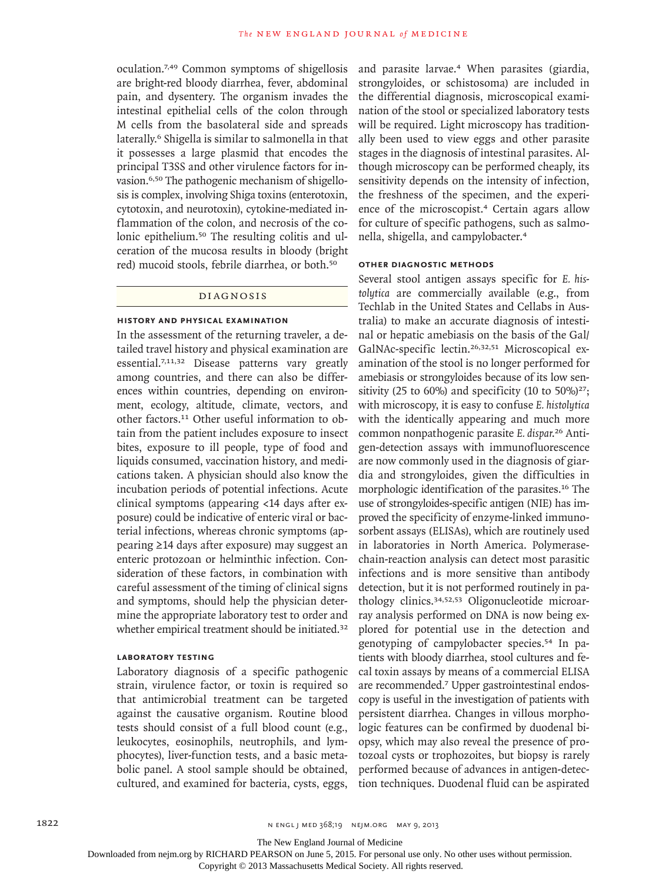oculation.[7,49] Common symptoms of shigellosis are bright-red bloody diarrhea, fever, abdominal pain, and dysentery. The organism invades the intestinal epithelial cells of the colon through M cells from the basolateral side and spreads laterally.[6] Shigella is similar to salmonella in that it possesses a large plasmid that encodes the principal T3SS and other virulence factors for invasion.[6,50] The pathogenic mechanism of shigellosis is complex, involving Shiga toxins (enterotoxin, cytotoxin, and neurotoxin), cytokine-mediated inflammation of the colon, and necrosis of the colonic epithelium.[50] The resulting colitis and ulceration of the mucosa results in bloody (bright red) mucoid stools, febrile diarrhea, or both.[50]

## DIAGNOSIS

### HISTORY AND PHYSICAL EXAMINATION

In the assessment of the returning traveler, a detailed travel history and physical examination are essential.[7,11,32] Disease patterns vary greatly among countries, and there can also be differences within countries, depending on environment, ecology, altitude, climate, vectors, and other factors.[11] Other useful information to obtain from the patient includes exposure to insect bites, exposure to ill people, type of food and liquids consumed, vaccination history, and medications taken. A physician should also know the incubation periods of potential infections. Acute clinical symptoms (appearing <14 days after exposure) could be indicative of enteric viral or bacterial infections, whereas chronic symptoms (appearing ≥14 days after exposure) may suggest an enteric protozoan or helminthic infection. Consideration of these factors, in combination with careful assessment of the timing of clinical signs and symptoms, should help the physician determine the appropriate laboratory test to order and whether empirical treatment should be initiated.[32]

### LABORATORY TESTING

Laboratory diagnosis of a specific pathogenic strain, virulence factor, or toxin is required so that antimicrobial treatment can be targeted against the causative organism. Routine blood tests should consist of a full blood count (e.g., leukocytes, eosinophils, neutrophils, and lymphocytes), liver-function tests, and a basic metabolic panel. A stool sample should be obtained, cultured, and examined for bacteria, cysts, eggs, and parasite larvae.[4] When parasites (giardia, strongyloides, or schistosoma) are included in the differential diagnosis, microscopical examination of the stool or specialized laboratory tests will be required. Light microscopy has traditionally been used to view eggs and other parasite stages in the diagnosis of intestinal parasites. Although microscopy can be performed cheaply, its sensitivity depends on the intensity of infection, the freshness of the specimen, and the experience of the microscopist.[4] Certain agars allow for culture of specific pathogens, such as salmonella, shigella, and campylobacter.[4]

### OTHER DIAGNOSTIC METHODS

Several stool antigen assays specific for *E. histolytica* are commercially available (e.g., from Techlab in the United States and Cellabs in Australia) to make an accurate diagnosis of intestinal or hepatic amebiasis on the basis of the Gal/GalNAc-specific lectin.[26,32,51] Microscopical examination of the stool is no longer performed for amebiasis or strongyloides because of its low sensitivity (25 to 60%) and specificity (10 to 50%)[27]; with microscopy, it is easy to confuse *E. histolytica* with the identically appearing and much more common nonpathogenic parasite *E. dispar*.[26] Antigen-detection assays with immunofluorescence are now commonly used in the diagnosis of giardia and strongyloides, given the difficulties in morphologic identification of the parasites.[16] The use of strongyloides-specific antigen (NIE) has improved the specificity of enzyme-linked immunosorbent assays (ELISAs), which are routinely used in laboratories in North America. Polymerase-chain-reaction analysis can detect most parasitic infections and is more sensitive than antibody detection, but it is not performed routinely in pathology clinics.[34,52,53] Oligonucleotide microarray analysis performed on DNA is now being explored for potential use in the detection and genotyping of campylobacter species.[54] In patients with bloody diarrhea, stool cultures and fecal toxin assays by means of a commercial ELISA are recommended.[7] Upper gastrointestinal endoscopy is useful in the investigation of patients with persistent diarrhea. Changes in villous morphologic features can be confirmed by duodenal biopsy, which may also reveal the presence of protozoal cysts or trophozoites, but biopsy is rarely performed because of advances in antigen-detection techniques. Duodenal fluid can be aspirated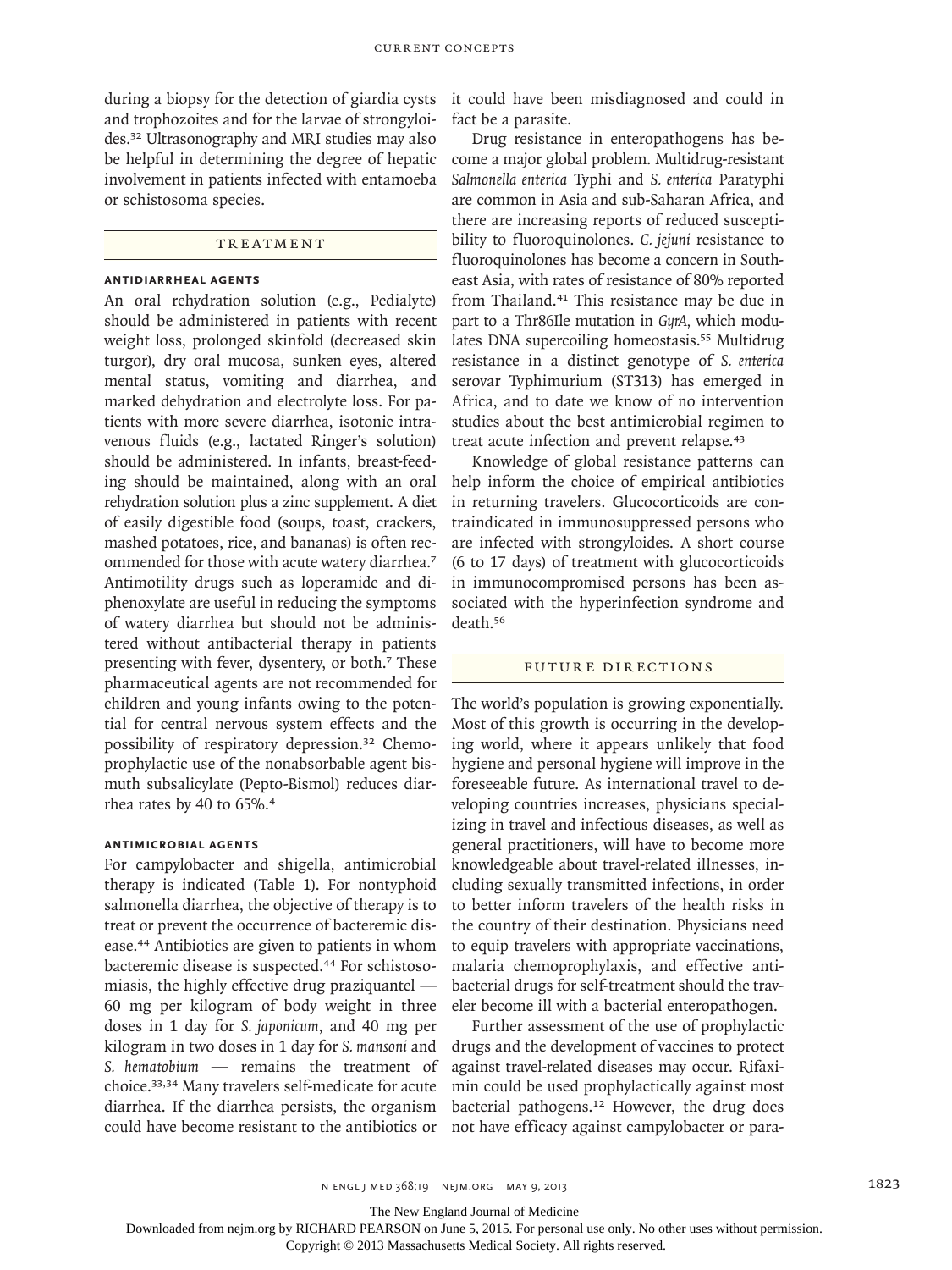during a biopsy for the detection of giardia cysts and trophozoites and for the larvae of strongyloides.[32] Ultrasonography and MRI studies may also be helpful in determining the degree of hepatic involvement in patients infected with entamoeba or schistosoma species.

## Treatment

### Antidiarrheal Agents

An oral rehydration solution (e.g., Pedialyte) should be administered in patients with recent weight loss, prolonged skinfold (decreased skin turgor), dry oral mucosa, sunken eyes, altered mental status, vomiting and diarrhea, and marked dehydration and electrolyte loss. For patients with more severe diarrhea, isotonic intravenous fluids (e.g., lactated Ringer's solution) should be administered. In infants, breast-feeding should be maintained, along with an oral rehydration solution plus a zinc supplement. A diet of easily digestible food (soups, toast, crackers, mashed potatoes, rice, and bananas) is often recommended for those with acute watery diarrhea.[7] Antimotility drugs such as loperamide and diphenoxylate are useful in reducing the symptoms of watery diarrhea but should not be administered without antibacterial therapy in patients presenting with fever, dysentery, or both.[7] These pharmaceutical agents are not recommended for children and young infants owing to the potential for central nervous system effects and the possibility of respiratory depression.[32] Chemoprophylactic use of the nonabsorbable agent bismuth subsalicylate (Pepto-Bismol) reduces diarrhea rates by 40 to 65%.[4]

### Antimicrobial Agents

For campylobacter and shigella, antimicrobial therapy is indicated (Table 1). For nontyphoid salmonella diarrhea, the objective of therapy is to treat or prevent the occurrence of bacteremic disease.[44] Antibiotics are given to patients in whom bacteremic disease is suspected.[44] For schistosomiasis, the highly effective drug praziquantel — 60 mg per kilogram of body weight in three doses in 1 day for *S. japonicum*, and 40 mg per kilogram in two doses in 1 day for *S. mansoni* and *S. hematobium* — remains the treatment of choice.[33,34] Many travelers self-medicate for acute diarrhea. If the diarrhea persists, the organism could have become resistant to the antibiotics or it could have been misdiagnosed and could in fact be a parasite.

Drug resistance in enteropathogens has become a major global problem. Multidrug-resistant *Salmonella enterica* Typhi and *S. enterica* Paratyphi are common in Asia and sub-Saharan Africa, and there are increasing reports of reduced susceptibility to fluoroquinolones. *C. jejuni* resistance to fluoroquinolones has become a concern in Southeast Asia, with rates of resistance of 80% reported from Thailand.[41] This resistance may be due in part to a Thr86Ile mutation in *GyrA*, which modulates DNA supercoiling homeostasis.[55] Multidrug resistance in a distinct genotype of *S. enterica* serovar Typhimurium (ST313) has emerged in Africa, and to date we know of no intervention studies about the best antimicrobial regimen to treat acute infection and prevent relapse.[43]

Knowledge of global resistance patterns can help inform the choice of empirical antibiotics in returning travelers. Glucocorticoids are contraindicated in immunosuppressed persons who are infected with strongyloides. A short course (6 to 17 days) of treatment with glucocorticoids in immunocompromised persons has been associated with the hyperinfection syndrome and death.[56]

## Future Directions

The world's population is growing exponentially. Most of this growth is occurring in the developing world, where it appears unlikely that food hygiene and personal hygiene will improve in the foreseeable future. As international travel to developing countries increases, physicians specializing in travel and infectious diseases, as well as general practitioners, will have to become more knowledgeable about travel-related illnesses, including sexually transmitted infections, in order to better inform travelers of the health risks in the country of their destination. Physicians need to equip travelers with appropriate vaccinations, malaria chemoprophylaxis, and effective antibacterial drugs for self-treatment should the traveler become ill with a bacterial enteropathogen.

Further assessment of the use of prophylactic drugs and the development of vaccines to protect against travel-related diseases may occur. Rifaximin could be used prophylactically against most bacterial pathogens.[12] However, the drug does not have efficacy against campylobacter or para-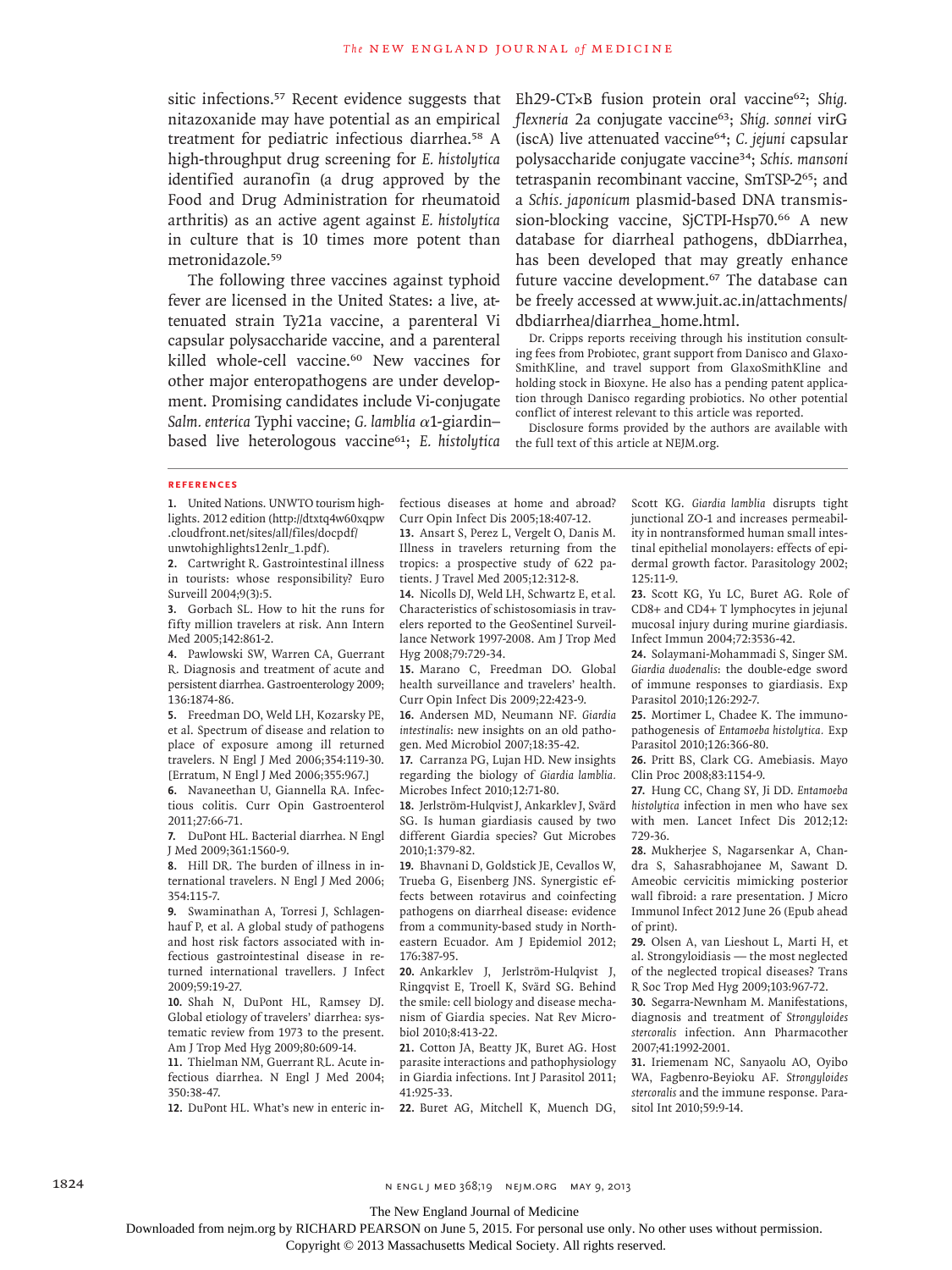sitic infections.[57] Recent evidence suggests that nitazoxanide may have potential as an empirical treatment for pediatric infectious diarrhea.[58] A high-throughput drug screening for *E. histolytica* identified auranofin (a drug approved by the Food and Drug Administration for rheumatoid arthritis) as an active agent against *E. histolytica* in culture that is 10 times more potent than metronidazole.[59]

The following three vaccines against typhoid fever are licensed in the United States: a live, attenuated strain Ty21a vaccine, a parenteral Vi capsular polysaccharide vaccine, and a parenteral killed whole-cell vaccine.[60] New vaccines for other major enteropathogens are under development. Promising candidates include Vi-conjugate *Salm. enterica* Typhi vaccine; *G. lamblia* α1-giardin–based live heterologous vaccine[61]; *E. histolytica* Eh29-CT×B fusion protein oral vaccine[62]; *Shig. flexneria* 2a conjugate vaccine[63]; *Shig. sonnei* virG (iscA) live attenuated vaccine[64]; *C. jejuni* capsular polysaccharide conjugate vaccine[34]; *Schis. mansoni* tetraspanin recombinant vaccine, SmTSP-2[65]; and a *Schis. japonicum* plasmid-based DNA transmission-blocking vaccine, SjCTPI-Hsp70.[66] A new database for diarrheal pathogens, dbDiarrhea, has been developed that may greatly enhance future vaccine development.[67] The database can be freely accessed at www.juit.ac.in/attachments/dbdiarrhea/diarrhea_home.html.

Dr. Cripps reports receiving through his institution consulting fees from Probiotec, grant support from Danisco and GlaxoSmithKline, and travel support from GlaxoSmithKline and holding stock in Bioxyne. He also has a pending patent application through Danisco regarding probiotics. No other potential conflict of interest relevant to this article was reported.

Disclosure forms provided by the authors are available with the full text of this article at NEJM.org.

## References

1. United Nations. UNWTO tourism highlights. 2012 edition (http://dtxtq4w60xqpw.cloudfront.net/sites/all/files/docpdf/unwtohighlights12enlr_1.pdf).
2. Cartwright R. Gastrointestinal illness in tourists: whose responsibility? Euro Surveill 2004;9(3):5.
3. Gorbach SL. How to hit the runs for fifty million travelers at risk. Ann Intern Med 2005;142:861-2.
4. Pawlowski SW, Warren CA, Guerrant R. Diagnosis and treatment of acute and persistent diarrhea. Gastroenterology 2009;136:1874-86.
5. Freedman DO, Weld LH, Kozarsky PE, et al. Spectrum of disease and relation to place of exposure among ill returned travelers. N Engl J Med 2006;354:119-30. [Erratum, N Engl J Med 2006;355:967.]
6. Navaneethan U, Giannella RA. Infectious colitis. Curr Opin Gastroenterol 2011;27:66-71.
7. DuPont HL. Bacterial diarrhea. N Engl J Med 2009;361:1560-9.
8. Hill DR. The burden of illness in international travelers. N Engl J Med 2006;354:115-7.
9. Swaminathan A, Torresi J, Schlagenhauf P, et al. A global study of pathogens and host risk factors associated with infectious gastrointestinal disease in returned international travellers. J Infect 2009;59:19-27.
10. Shah N, DuPont HL, Ramsey DJ. Global etiology of travelers' diarrhea: systematic review from 1973 to the present. Am J Trop Med Hyg 2009;80:609-14.
11. Thielman NM, Guerrant RL. Acute infectious diarrhea. N Engl J Med 2004;350:38-47.
12. DuPont HL. What's new in enteric infectious diseases at home and abroad? Curr Opin Infect Dis 2005;18:407-12.
13. Ansart S, Perez L, Vergelt O, Danis M. Illness in travelers returning from the tropics: a prospective study of 622 patients. J Travel Med 2005;12:312-8.
14. Nicolls DJ, Weld LH, Schwartz E, et al. Characteristics of schistosomiasis in travelers reported to the GeoSentinel Surveillance Network 1997-2008. Am J Trop Med Hyg 2008;79:729-34.
15. Marano C, Freedman DO. Global health surveillance and travelers' health. Curr Opin Infect Dis 2009;22:423-9.
16. Andersen MD, Neumann NF. *Giardia intestinalis*: new insights on an old pathogen. Med Microbiol 2007;18:35-42.
17. Carranza PG, Lujan HD. New insights regarding the biology of *Giardia lamblia*. Microbes Infect 2010;12:71-80.
18. Jerlström-Hulqvist J, Ankarklev J, Svärd SG. Is human giardiasis caused by two different Giardia species? Gut Microbes 2010;1:379-82.
19. Bhavnani D, Goldstick JE, Cevallos W, Trueba G, Eisenberg JNS. Synergistic effects between rotavirus and coinfecting pathogens on diarrheal disease: evidence from a community-based study in Northeastern Ecuador. Am J Epidemiol 2012;176:387-95.
20. Ankarklev J, Jerlström-Hulqvist J, Ringqvist E, Troell K, Svärd SG. Behind the smile: cell biology and disease mechanism of Giardia species. Nat Rev Microbiol 2010;8:413-22.
21. Cotton JA, Beatty JK, Buret AG. Host parasite interactions and pathophysiology in Giardia infections. Int J Parasitol 2011;41:925-33.
22. Buret AG, Mitchell K, Muench DG, Scott KG. *Giardia lamblia* disrupts tight junctional ZO-1 and increases permeability in nontransformed human small intestinal epithelial monolayers: effects of epidermal growth factor. Parasitology 2002;125:11-9.
23. Scott KG, Yu LC, Buret AG. Role of CD8+ and CD4+ T lymphocytes in jejunal mucosal injury during murine giardiasis. Infect Immun 2004;72:3536-42.
24. Solaymani-Mohammadi S, Singer SM. *Giardia duodenalis*: the double-edge sword of immune responses to giardiasis. Exp Parasitol 2010;126:292-7.
25. Mortimer L, Chadee K. The immunopathogenesis of *Entamoeba histolytica*. Exp Parasitol 2010;126:366-80.
26. Pritt BS, Clark CG. Amebiasis. Mayo Clin Proc 2008;83:1154-9.
27. Hung CC, Chang SY, Ji DD. *Entamoeba histolytica* infection in men who have sex with men. Lancet Infect Dis 2012;12:729-36.
28. Mukherjee S, Nagarsenkar A, Chandra S, Sahasrabhojanee M, Sawant D. Ameobic cervicitis mimicking posterior wall fibroid: a rare presentation. J Micro Immunol Infect 2012 June 26 (Epub ahead of print).
29. Olsen A, van Lieshout L, Marti H, et al. Strongyloidiasis — the most neglected of the neglected tropical diseases? Trans R Soc Trop Med Hyg 2009;103:967-72.
30. Segarra-Newnham M. Manifestations, diagnosis and treatment of *Strongyloides stercoralis* infection. Ann Pharmacother 2007;41:1992-2001.
31. Iriemenam NC, Sanyaolu AO, Oyibo WA, Fagbenro-Beyioku AF. *Strongyloides stercoralis* and the immune response. Parasitol Int 2010;59:9-14.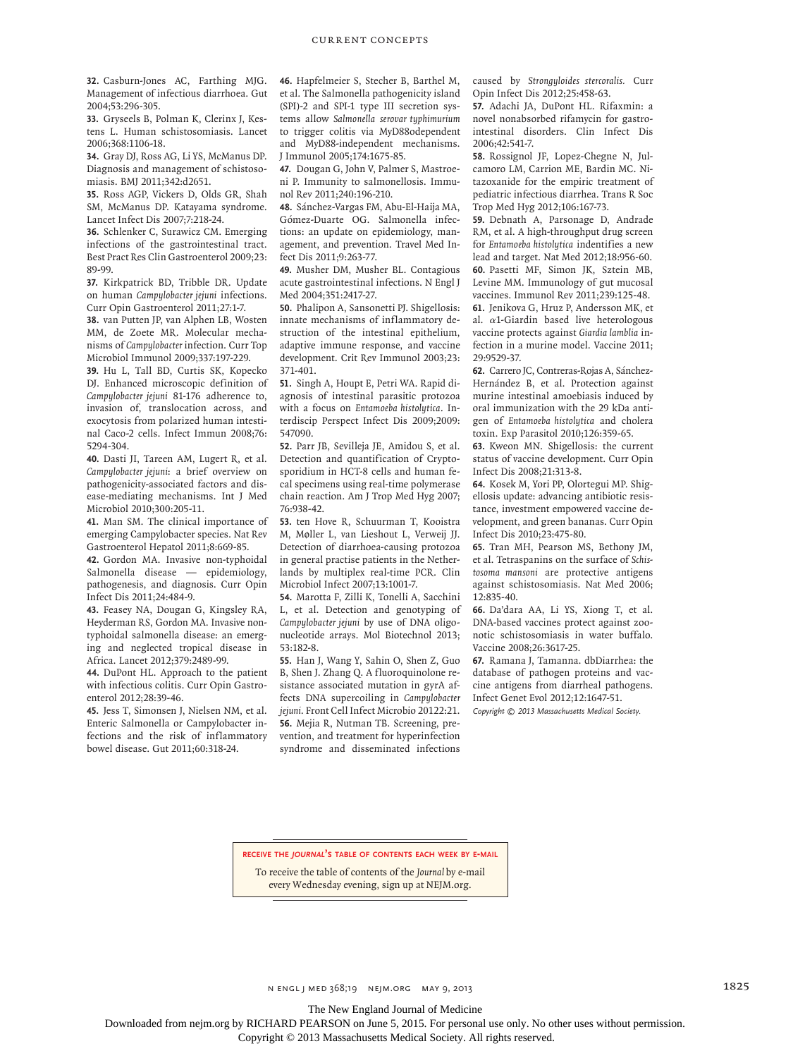**32.** Casburn-Jones AC, Farthing MJG. Management of infectious diarrhoea. Gut 2004;53:296-305.

**33.** Gryseels B, Polman K, Clerinx J, Kestens L. Human schistosomiasis. Lancet 2006;368:1106-18.

**34.** Gray DJ, Ross AG, Li YS, McManus DP. Diagnosis and management of schistosomiasis. BMJ 2011;342:d2651.

**35.** Ross AGP, Vickers D, Olds GR, Shah SM, McManus DP. Katayama syndrome. Lancet Infect Dis 2007;7:218-24.

**36.** Schlenker C, Surawicz CM. Emerging infections of the gastrointestinal tract. Best Pract Res Clin Gastroenterol 2009;23:89-99.

**37.** Kirkpatrick BD, Tribble DR. Update on human *Campylobacter jejuni* infections. Curr Opin Gastroenterol 2011;27:1-7.

**38.** van Putten JP, van Alphen LB, Wosten MM, de Zoete MR. Molecular mechanisms of *Campylobacter* infection. Curr Top Microbiol Immunol 2009;337:197-229.

**39.** Hu L, Tall BD, Curtis SK, Kopecko DJ. Enhanced microscopic definition of *Campylobacter jejuni* 81-176 adherence to, invasion of, translocation across, and exocytosis from polarized human intestinal Caco-2 cells. Infect Immun 2008;76:5294-304.

**40.** Dasti JI, Tareen AM, Lugert R, et al. *Campylobacter jejuni*: a brief overview on pathogenicity-associated factors and disease-mediating mechanisms. Int J Med Microbiol 2010;300:205-11.

**41.** Man SM. The clinical importance of emerging Campylobacter species. Nat Rev Gastroenterol Hepatol 2011;8:669-85.

**42.** Gordon MA. Invasive non-typhoidal Salmonella disease — epidemiology, pathogenesis, and diagnosis. Curr Opin Infect Dis 2011;24:484-9.

**43.** Feasey NA, Dougan G, Kingsley RA, Heyderman RS, Gordon MA. Invasive non-typhoidal salmonella disease: an emerging and neglected tropical disease in Africa. Lancet 2012;379:2489-99.

**44.** DuPont HL. Approach to the patient with infectious colitis. Curr Opin Gastroenterol 2012;28:39-46.

**45.** Jess T, Simonsen J, Nielsen NM, et al. Enteric Salmonella or Campylobacter infections and the risk of inflammatory bowel disease. Gut 2011;60:318-24.

**46.** Hapfelmeier S, Stecher B, Barthel M, et al. The Salmonella pathogenicity island (SPI)-2 and SPI-1 type III secretion systems allow *Salmonella serovar typhimurium* to trigger colitis via MyD88odependent and MyD88-independent mechanisms. J Immunol 2005;174:1675-85.

**47.** Dougan G, John V, Palmer S, Mastroeni P. Immunity to salmonellosis. Immunol Rev 2011;240:196-210.

**48.** Sánchez-Vargas FM, Abu-El-Haija MA, Gómez-Duarte OG. Salmonella infections: an update on epidemiology, management, and prevention. Travel Med Infect Dis 2011;9:263-77.

**49.** Musher DM, Musher BL. Contagious acute gastrointestinal infections. N Engl J Med 2004;351:2417-27.

**50.** Phalipon A, Sansonetti PJ. Shigellosis: innate mechanisms of inflammatory destruction of the intestinal epithelium, adaptive immune response, and vaccine development. Crit Rev Immunol 2003;23:371-401.

**51.** Singh A, Houpt E, Petri WA. Rapid diagnosis of intestinal parasitic protozoa with a focus on *Entamoeba histolytica*. Interdiscip Perspect Infect Dis 2009;2009:547090.

**52.** Parr JB, Sevilleja JE, Amidou S, et al. Detection and quantification of Cryptosporidium in HCT-8 cells and human fecal specimens using real-time polymerase chain reaction. Am J Trop Med Hyg 2007;76:938-42.

**53.** ten Hove R, Schuurman T, Kooistra M, Møller L, van Lieshout L, Verweij JJ. Detection of diarrhoea-causing protozoa in general practise patients in the Netherlands by multiplex real-time PCR. Clin Microbiol Infect 2007;13:1001-7.

**54.** Marotta F, Zilli K, Tonelli A, Sacchini L, et al. Detection and genotyping of *Campylobacter jejuni* by use of DNA oligonucleotide arrays. Mol Biotechnol 2013;53:182-8.

**55.** Han J, Wang Y, Sahin O, Shen Z, Guo B, Shen J. Zhang Q. A fluoroquinolone resistance associated mutation in gyrA affects DNA supercoiling in *Campylobacter jejuni*. Front Cell Infect Microbio 20122:21.

**56.** Mejia R, Nutman TB. Screening, prevention, and treatment for hyperinfection syndrome and disseminated infections caused by *Strongyloides stercoralis*. Curr Opin Infect Dis 2012;25:458-63.

**57.** Adachi JA, DuPont HL. Rifaximin: a novel nonabsorbed rifamycin for gastrointestinal disorders. Clin Infect Dis 2006;42:541-7.

**58.** Rossignol JF, Lopez-Chegne N, Julcamoro LM, Carrion ME, Bardin MC. Nitazoxanide for the empiric treatment of pediatric infectious diarrhea. Trans R Soc Trop Med Hyg 2012;106:167-73.

**59.** Debnath A, Parsonage D, Andrade RM, et al. A high-throughput drug screen for *Entamoeba histolytica* indentifies a new lead and target. Nat Med 2012;18:956-60.

**60.** Pasetti MF, Simon JK, Sztein MB, Levine MM. Immunology of gut mucosal vaccines. Immunol Rev 2011;239:125-48.

**61.** Jenikova G, Hruz P, Andersson MK, et al. $\alpha$1-Giardin based live heterologous vaccine protects against *Giardia lamblia* infection in a murine model. Vaccine 2011;29:9529-37.

**62.** Carrero JC, Contreras-Rojas A, Sánchez-Hernández B, et al. Protection against murine intestinal amoebiasis induced by oral immunization with the 29 kDa antigen of *Entamoeba histolytica* and cholera toxin. Exp Parasitol 2010;126:359-65.

**63.** Kweon MN. Shigellosis: the current status of vaccine development. Curr Opin Infect Dis 2008;21:313-8.

**64.** Kosek M, Yori PP, Olortegui MP. Shigellosis update: advancing antibiotic resistance, investment empowered vaccine development, and green bananas. Curr Opin Infect Dis 2010;23:475-80.

**65.** Tran MH, Pearson MS, Bethony JM, et al. Tetraspanins on the surface of *Schistosoma mansoni* are protective antigens against schistosomiasis. Nat Med 2006;12:835-40.

**66.** Da'dara AA, Li YS, Xiong T, et al. DNA-based vaccines protect against zoonotic schistosomiasis in water buffalo. Vaccine 2008;26:3617-25.

**67.** Ramana J, Tamanna. dbDiarrhea: the database of pathogen proteins and vaccine antigens from diarrheal pathogens. Infect Genet Evol 2012;12:1647-51.

*Copyright © 2013 Massachusetts Medical Society.*

RECEIVE THE *JOURNAL'S* TABLE OF CONTENTS EACH WEEK BY E-MAIL

To receive the table of contents of the *Journal* by e-mail every Wednesday evening, sign up at NEJM.org.